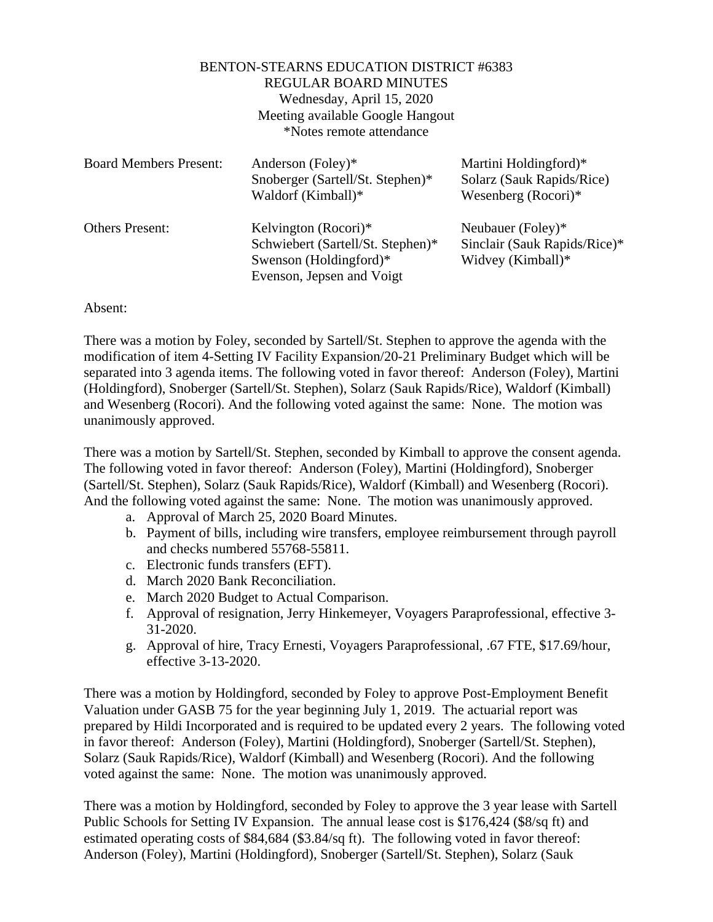BENTON-STEARNS EDUCATION DISTRICT #6383
REGULAR BOARD MINUTES
Wednesday, April 15, 2020
Meeting available Google Hangout
*Notes remote attendance

| | | |
|---|---|---|
| Board Members Present: | Anderson (Foley)* | Martini Holdingford)* |
| | Snoberger (Sartell/St. Stephen)* | Solarz (Sauk Rapids/Rice) |
| | Waldorf (Kimball)* | Wesenberg (Rocori)* |
| Others Present: | Kelvington (Rocori)* | Neubauer (Foley)* |
| | Schwiebert (Sartell/St. Stephen)* | Sinclair (Sauk Rapids/Rice)* |
| | Swenson (Holdingford)* | Widvey (Kimball)* |
| | Evenson, Jepsen and Voigt | |

Absent:

There was a motion by Foley, seconded by Sartell/St. Stephen to approve the agenda with the modification of item 4-Setting IV Facility Expansion/20-21 Preliminary Budget which will be separated into 3 agenda items. The following voted in favor thereof: Anderson (Foley), Martini (Holdingford), Snoberger (Sartell/St. Stephen), Solarz (Sauk Rapids/Rice), Waldorf (Kimball) and Wesenberg (Rocori). And the following voted against the same: None. The motion was unanimously approved.

There was a motion by Sartell/St. Stephen, seconded by Kimball to approve the consent agenda. The following voted in favor thereof: Anderson (Foley), Martini (Holdingford), Snoberger (Sartell/St. Stephen), Solarz (Sauk Rapids/Rice), Waldorf (Kimball) and Wesenberg (Rocori). And the following voted against the same: None. The motion was unanimously approved.

a. Approval of March 25, 2020 Board Minutes.
b. Payment of bills, including wire transfers, employee reimbursement through payroll and checks numbered 55768-55811.
c. Electronic funds transfers (EFT).
d. March 2020 Bank Reconciliation.
e. March 2020 Budget to Actual Comparison.
f. Approval of resignation, Jerry Hinkemeyer, Voyagers Paraprofessional, effective 3-31-2020.
g. Approval of hire, Tracy Ernesti, Voyagers Paraprofessional, .67 FTE, $17.69/hour, effective 3-13-2020.

There was a motion by Holdingford, seconded by Foley to approve Post-Employment Benefit Valuation under GASB 75 for the year beginning July 1, 2019. The actuarial report was prepared by Hildi Incorporated and is required to be updated every 2 years. The following voted in favor thereof: Anderson (Foley), Martini (Holdingford), Snoberger (Sartell/St. Stephen), Solarz (Sauk Rapids/Rice), Waldorf (Kimball) and Wesenberg (Rocori). And the following voted against the same: None. The motion was unanimously approved.

There was a motion by Holdingford, seconded by Foley to approve the 3 year lease with Sartell Public Schools for Setting IV Expansion. The annual lease cost is $176,424 ($8/sq ft) and estimated operating costs of $84,684 ($3.84/sq ft). The following voted in favor thereof: Anderson (Foley), Martini (Holdingford), Snoberger (Sartell/St. Stephen), Solarz (Sauk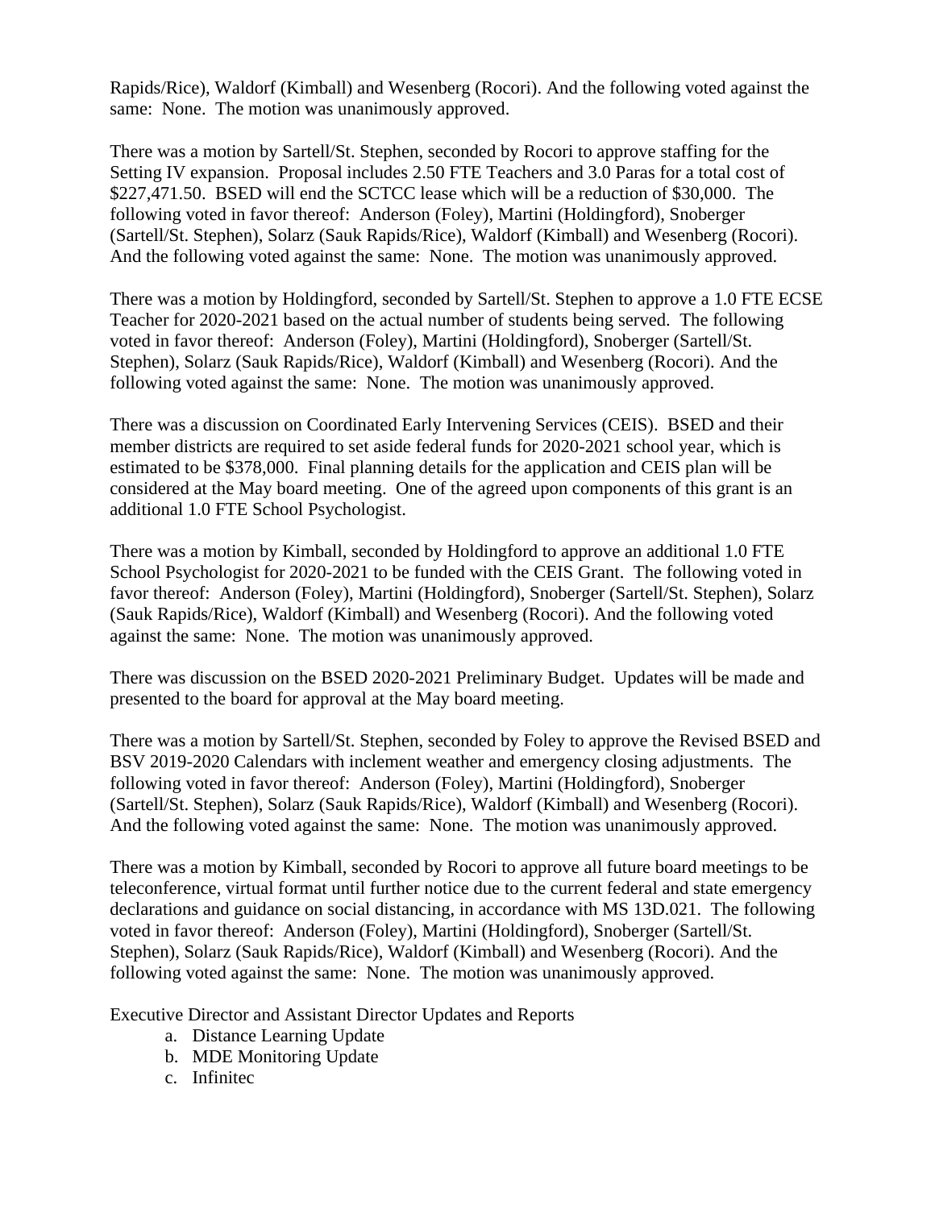Rapids/Rice), Waldorf (Kimball) and Wesenberg (Rocori). And the following voted against the same: None. The motion was unanimously approved.

There was a motion by Sartell/St. Stephen, seconded by Rocori to approve staffing for the Setting IV expansion. Proposal includes 2.50 FTE Teachers and 3.0 Paras for a total cost of $227,471.50. BSED will end the SCTCC lease which will be a reduction of $30,000. The following voted in favor thereof: Anderson (Foley), Martini (Holdingford), Snoberger (Sartell/St. Stephen), Solarz (Sauk Rapids/Rice), Waldorf (Kimball) and Wesenberg (Rocori). And the following voted against the same: None. The motion was unanimously approved.

There was a motion by Holdingford, seconded by Sartell/St. Stephen to approve a 1.0 FTE ECSE Teacher for 2020-2021 based on the actual number of students being served. The following voted in favor thereof: Anderson (Foley), Martini (Holdingford), Snoberger (Sartell/St. Stephen), Solarz (Sauk Rapids/Rice), Waldorf (Kimball) and Wesenberg (Rocori). And the following voted against the same: None. The motion was unanimously approved.

There was a discussion on Coordinated Early Intervening Services (CEIS). BSED and their member districts are required to set aside federal funds for 2020-2021 school year, which is estimated to be $378,000. Final planning details for the application and CEIS plan will be considered at the May board meeting. One of the agreed upon components of this grant is an additional 1.0 FTE School Psychologist.

There was a motion by Kimball, seconded by Holdingford to approve an additional 1.0 FTE School Psychologist for 2020-2021 to be funded with the CEIS Grant. The following voted in favor thereof: Anderson (Foley), Martini (Holdingford), Snoberger (Sartell/St. Stephen), Solarz (Sauk Rapids/Rice), Waldorf (Kimball) and Wesenberg (Rocori). And the following voted against the same: None. The motion was unanimously approved.

There was discussion on the BSED 2020-2021 Preliminary Budget. Updates will be made and presented to the board for approval at the May board meeting.

There was a motion by Sartell/St. Stephen, seconded by Foley to approve the Revised BSED and BSV 2019-2020 Calendars with inclement weather and emergency closing adjustments. The following voted in favor thereof: Anderson (Foley), Martini (Holdingford), Snoberger (Sartell/St. Stephen), Solarz (Sauk Rapids/Rice), Waldorf (Kimball) and Wesenberg (Rocori). And the following voted against the same: None. The motion was unanimously approved.

There was a motion by Kimball, seconded by Rocori to approve all future board meetings to be teleconference, virtual format until further notice due to the current federal and state emergency declarations and guidance on social distancing, in accordance with MS 13D.021. The following voted in favor thereof: Anderson (Foley), Martini (Holdingford), Snoberger (Sartell/St. Stephen), Solarz (Sauk Rapids/Rice), Waldorf (Kimball) and Wesenberg (Rocori). And the following voted against the same: None. The motion was unanimously approved.

Executive Director and Assistant Director Updates and Reports

a. Distance Learning Update
b. MDE Monitoring Update
c. Infinitec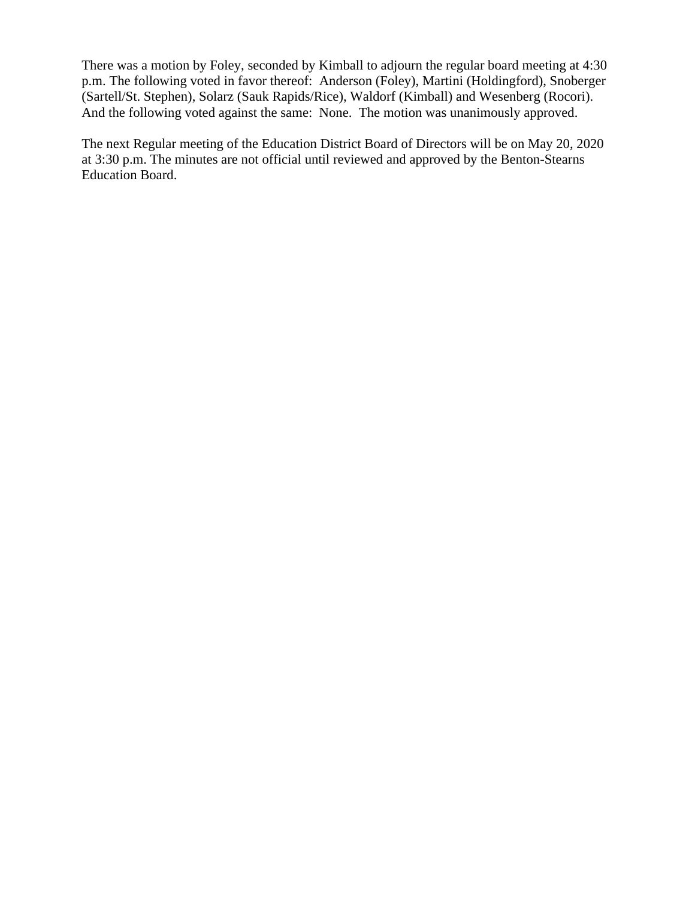There was a motion by Foley, seconded by Kimball to adjourn the regular board meeting at 4:30 p.m. The following voted in favor thereof: Anderson (Foley), Martini (Holdingford), Snoberger (Sartell/St. Stephen), Solarz (Sauk Rapids/Rice), Waldorf (Kimball) and Wesenberg (Rocori). And the following voted against the same: None. The motion was unanimously approved.

The next Regular meeting of the Education District Board of Directors will be on May 20, 2020 at 3:30 p.m. The minutes are not official until reviewed and approved by the Benton-Stearns Education Board.